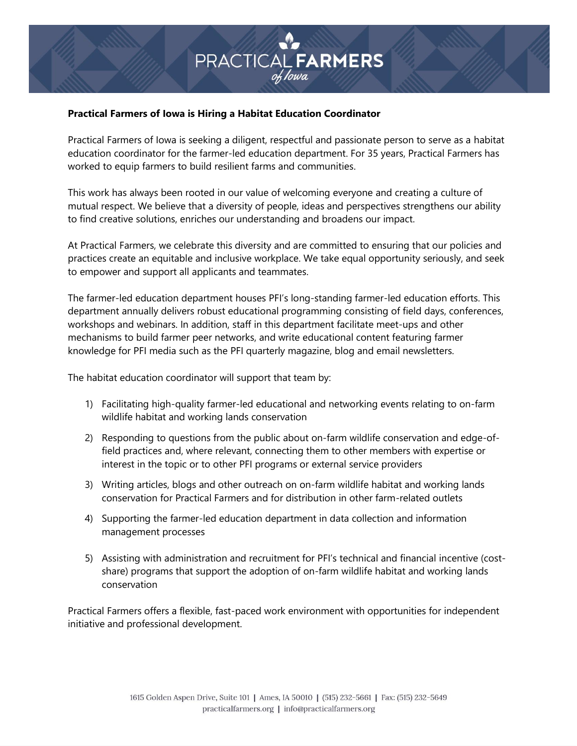**Practical Farmers of Iowa is Hiring a Habitat Education Coordinator**

Practical Farmers of Iowa is seeking a diligent, respectful and passionate person to serve as a habitat education coordinator for the farmer-led education department. For 35 years, Practical Farmers has worked to equip farmers to build resilient farms and communities.

This work has always been rooted in our value of welcoming everyone and creating a culture of mutual respect. We believe that a diversity of people, ideas and perspectives strengthens our ability to find creative solutions, enriches our understanding and broadens our impact.

At Practical Farmers, we celebrate this diversity and are committed to ensuring that our policies and practices create an equitable and inclusive workplace. We take equal opportunity seriously, and seek to empower and support all applicants and teammates.

The farmer-led education department houses PFI's long-standing farmer-led education efforts. This department annually delivers robust educational programming consisting of field days, conferences, workshops and webinars. In addition, staff in this department facilitate meet-ups and other mechanisms to build farmer peer networks, and write educational content featuring farmer knowledge for PFI media such as the PFI quarterly magazine, blog and email newsletters.

The habitat education coordinator will support that team by:

1) Facilitating high-quality farmer-led educational and networking events relating to on-farm wildlife habitat and working lands conservation
2) Responding to questions from the public about on-farm wildlife conservation and edge-of-field practices and, where relevant, connecting them to other members with expertise or interest in the topic or to other PFI programs or external service providers
3) Writing articles, blogs and other outreach on on-farm wildlife habitat and working lands conservation for Practical Farmers and for distribution in other farm-related outlets
4) Supporting the farmer-led education department in data collection and information management processes
5) Assisting with administration and recruitment for PFI's technical and financial incentive (cost-share) programs that support the adoption of on-farm wildlife habitat and working lands conservation

Practical Farmers offers a flexible, fast-paced work environment with opportunities for independent initiative and professional development.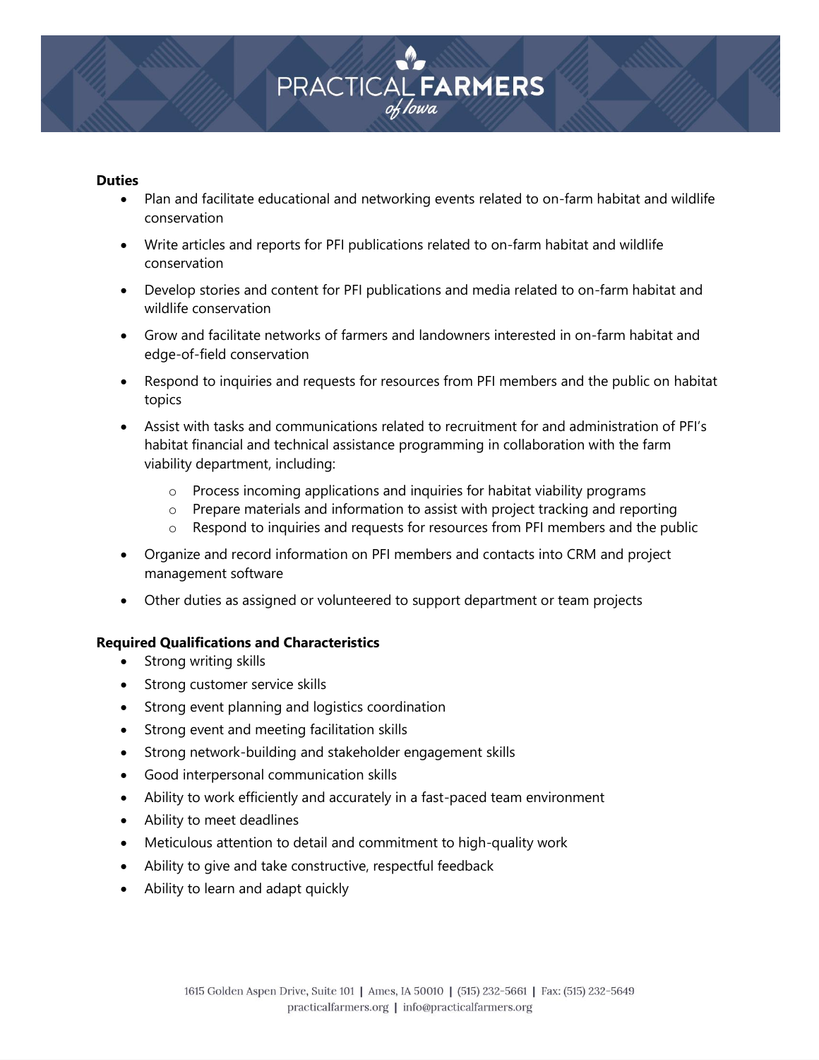**Duties**

- Plan and facilitate educational and networking events related to on-farm habitat and wildlife conservation
- Write articles and reports for PFI publications related to on-farm habitat and wildlife conservation
- Develop stories and content for PFI publications and media related to on-farm habitat and wildlife conservation
- Grow and facilitate networks of farmers and landowners interested in on-farm habitat and edge-of-field conservation
- Respond to inquiries and requests for resources from PFI members and the public on habitat topics
- Assist with tasks and communications related to recruitment for and administration of PFI's habitat financial and technical assistance programming in collaboration with the farm viability department, including:
    - Process incoming applications and inquiries for habitat viability programs
    - Prepare materials and information to assist with project tracking and reporting
    - Respond to inquiries and requests for resources from PFI members and the public
- Organize and record information on PFI members and contacts into CRM and project management software
- Other duties as assigned or volunteered to support department or team projects

**Required Qualifications and Characteristics**

- Strong writing skills
- Strong customer service skills
- Strong event planning and logistics coordination
- Strong event and meeting facilitation skills
- Strong network-building and stakeholder engagement skills
- Good interpersonal communication skills
- Ability to work efficiently and accurately in a fast-paced team environment
- Ability to meet deadlines
- Meticulous attention to detail and commitment to high-quality work
- Ability to give and take constructive, respectful feedback
- Ability to learn and adapt quickly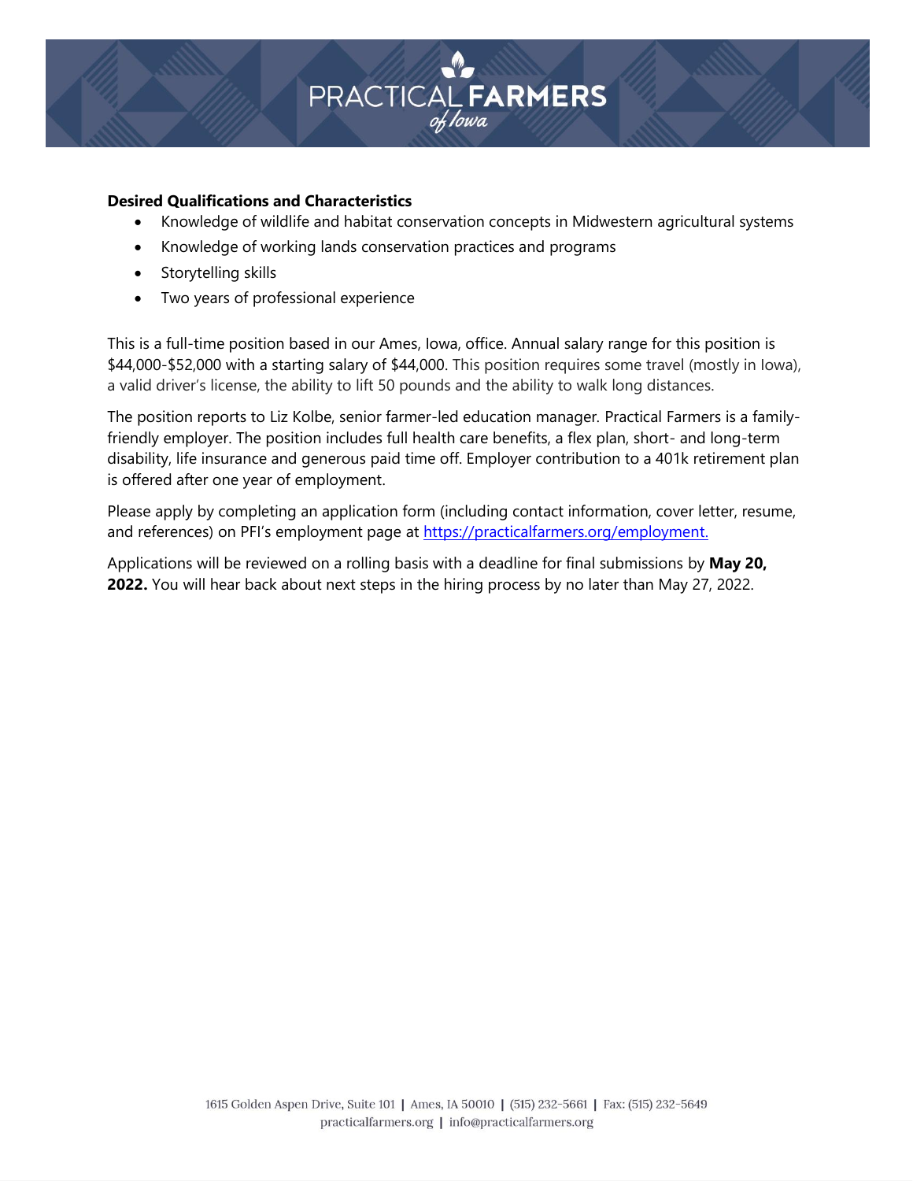**Desired Qualifications and Characteristics**

- Knowledge of wildlife and habitat conservation concepts in Midwestern agricultural systems
- Knowledge of working lands conservation practices and programs
- Storytelling skills
- Two years of professional experience

This is a full-time position based in our Ames, Iowa, office. Annual salary range for this position is $44,000-$52,000 with a starting salary of $44,000. This position requires some travel (mostly in Iowa), a valid driver's license, the ability to lift 50 pounds and the ability to walk long distances.

The position reports to Liz Kolbe, senior farmer-led education manager. Practical Farmers is a family-friendly employer. The position includes full health care benefits, a flex plan, short- and long-term disability, life insurance and generous paid time off. Employer contribution to a 401k retirement plan is offered after one year of employment.

Please apply by completing an application form (including contact information, cover letter, resume, and references) on PFI's employment page at [https://practicalfarmers.org/employment.](https://practicalfarmers.org/employment)

Applications will be reviewed on a rolling basis with a deadline for final submissions by **May 20, 2022.** You will hear back about next steps in the hiring process by no later than May 27, 2022.